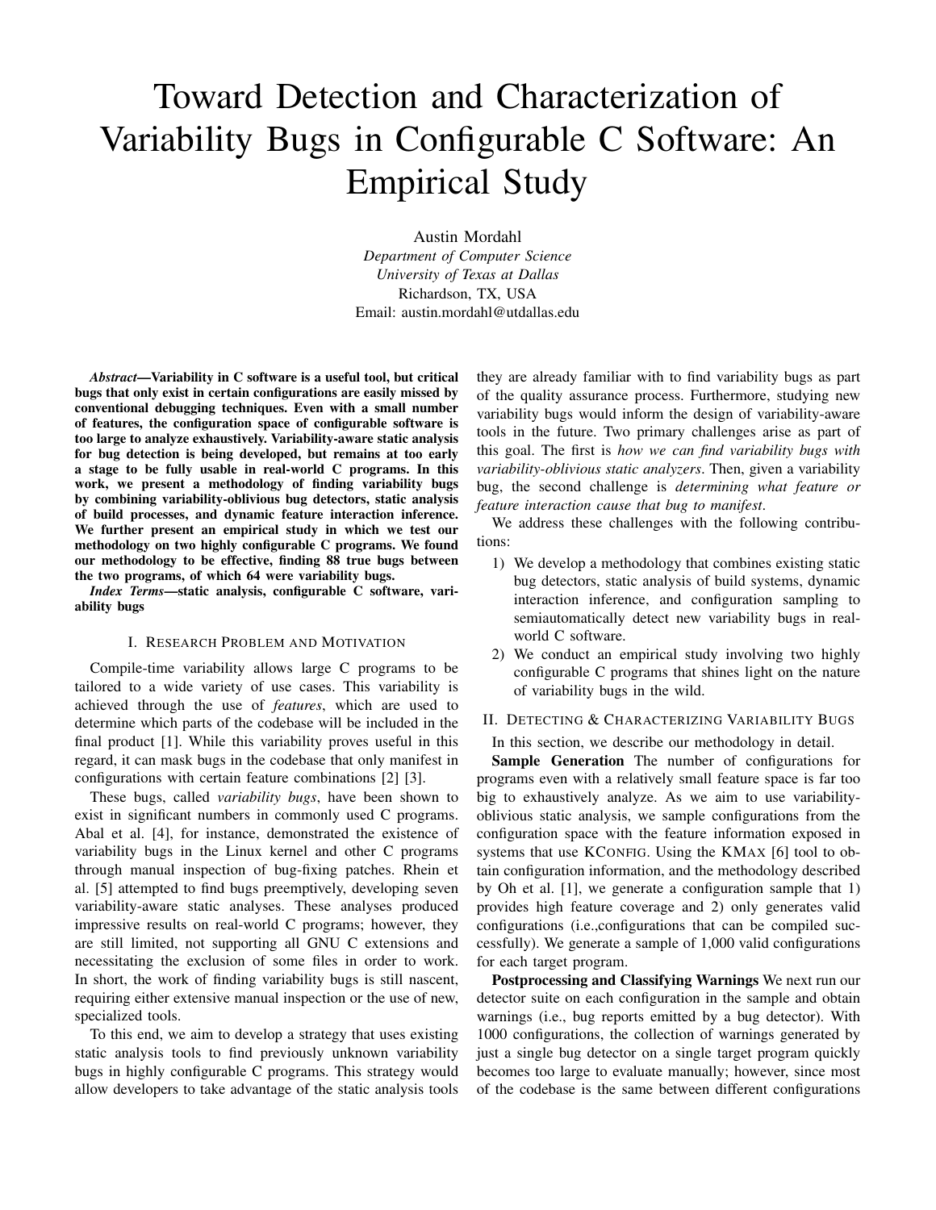# Toward Detection and Characterization of Variability Bugs in Configurable C Software: An Empirical Study

Austin Mordahl
*Department of Computer Science*
*University of Texas at Dallas*
Richardson, TX, USA
Email: austin.mordahl@utdallas.edu

***Abstract*—Variability in C software is a useful tool, but critical bugs that only exist in certain configurations are easily missed by conventional debugging techniques. Even with a small number of features, the configuration space of configurable software is too large to analyze exhaustively. Variability-aware static analysis for bug detection is being developed, but remains at too early a stage to be fully usable in real-world C programs. In this work, we present a methodology of finding variability bugs by combining variability-oblivious bug detectors, static analysis of build processes, and dynamic feature interaction inference. We further present an empirical study in which we test our methodology on two highly configurable C programs. We found our methodology to be effective, finding 88 true bugs between the two programs, of which 64 were variability bugs.**

***Index Terms*—static analysis, configurable C software, variability bugs**

## I. Research Problem and Motivation

Compile-time variability allows large C programs to be tailored to a wide variety of use cases. This variability is achieved through the use of *features*, which are used to determine which parts of the codebase will be included in the final product [1]. While this variability proves useful in this regard, it can mask bugs in the codebase that only manifest in configurations with certain feature combinations [2] [3].

These bugs, called *variability bugs*, have been shown to exist in significant numbers in commonly used C programs. Abal et al. [4], for instance, demonstrated the existence of variability bugs in the Linux kernel and other C programs through manual inspection of bug-fixing patches. Rhein et al. [5] attempted to find bugs preemptively, developing seven variability-aware static analyses. These analyses produced impressive results on real-world C programs; however, they are still limited, not supporting all GNU C extensions and necessitating the exclusion of some files in order to work. In short, the work of finding variability bugs is still nascent, requiring either extensive manual inspection or the use of new, specialized tools.

To this end, we aim to develop a strategy that uses existing static analysis tools to find previously unknown variability bugs in highly configurable C programs. This strategy would allow developers to take advantage of the static analysis tools they are already familiar with to find variability bugs as part of the quality assurance process. Furthermore, studying new variability bugs would inform the design of variability-aware tools in the future. Two primary challenges arise as part of this goal. The first is *how we can find variability bugs with variability-oblivious static analyzers*. Then, given a variability bug, the second challenge is *determining what feature or feature interaction cause that bug to manifest*.

We address these challenges with the following contributions:

1) We develop a methodology that combines existing static bug detectors, static analysis of build systems, dynamic interaction inference, and configuration sampling to semiautomatically detect new variability bugs in real-world C software.
2) We conduct an empirical study involving two highly configurable C programs that shines light on the nature of variability bugs in the wild.

## II. Detecting & Characterizing Variability Bugs

In this section, we describe our methodology in detail.

**Sample Generation** The number of configurations for programs even with a relatively small feature space is far too big to exhaustively analyze. As we aim to use variability-oblivious static analysis, we sample configurations from the configuration space with the feature information exposed in systems that use KConfig. Using the KMax [6] tool to obtain configuration information, and the methodology described by Oh et al. [1], we generate a configuration sample that 1) provides high feature coverage and 2) only generates valid configurations (i.e.,configurations that can be compiled successfully). We generate a sample of 1,000 valid configurations for each target program.

**Postprocessing and Classifying Warnings** We next run our detector suite on each configuration in the sample and obtain warnings (i.e., bug reports emitted by a bug detector). With 1000 configurations, the collection of warnings generated by just a single bug detector on a single target program quickly becomes too large to evaluate manually; however, since most of the codebase is the same between different configurations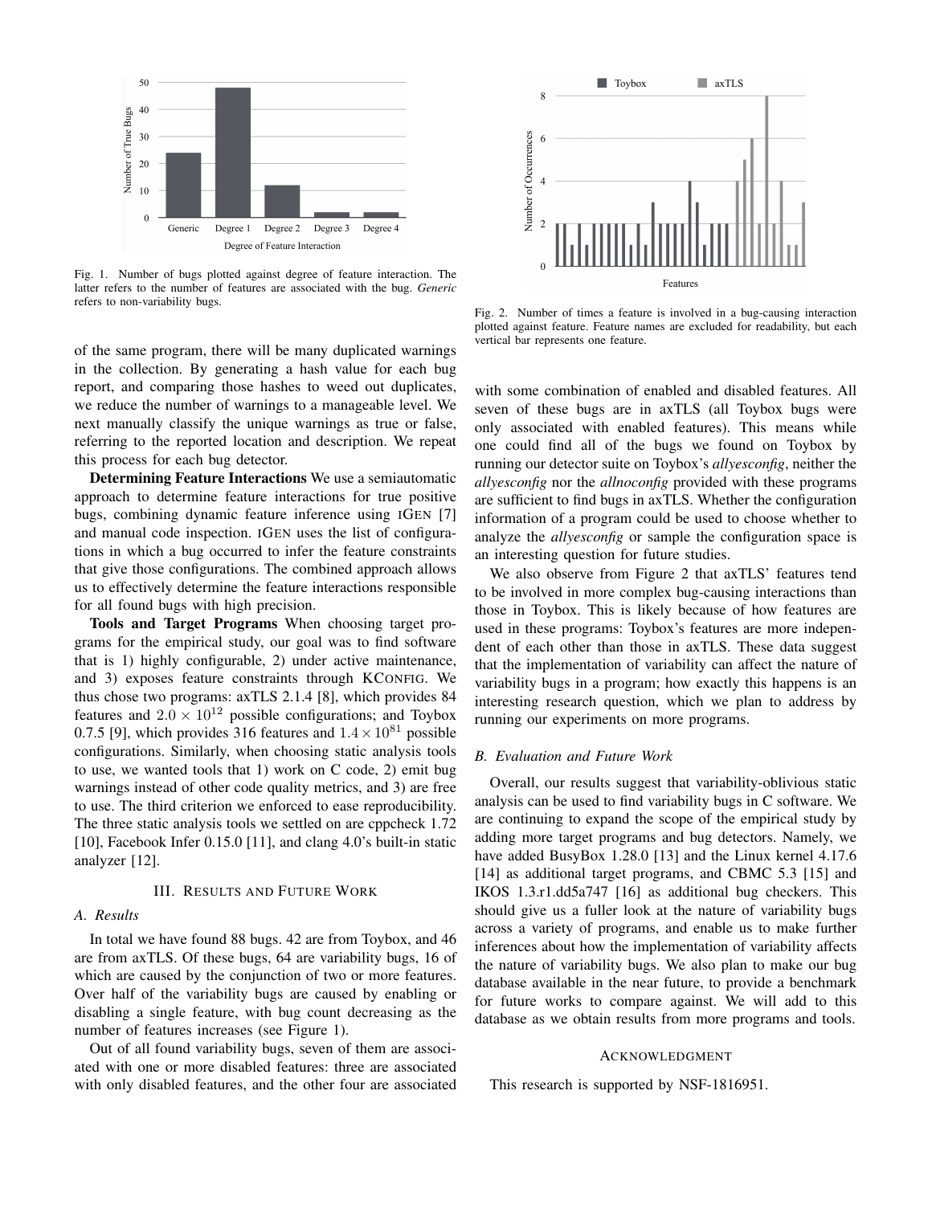Fig. 1. Number of bugs plotted against degree of feature interaction. The latter refers to the number of features are associated with the bug. *Generic* refers to non-variability bugs.

Fig. 2. Number of times a feature is involved in a bug-causing interaction plotted against feature. Feature names are excluded for readability, but each vertical bar represents one feature.

of the same program, there will be many duplicated warnings in the collection. By generating a hash value for each bug report, and comparing those hashes to weed out duplicates, we reduce the number of warnings to a manageable level. We next manually classify the unique warnings as true or false, referring to the reported location and description. We repeat this process for each bug detector.

**Determining Feature Interactions** We use a semiautomatic approach to determine feature interactions for true positive bugs, combining dynamic feature inference using iGen [7] and manual code inspection. iGen uses the list of configurations in which a bug occurred to infer the feature constraints that give those configurations. The combined approach allows us to effectively determine the feature interactions responsible for all found bugs with high precision.

**Tools and Target Programs** When choosing target programs for the empirical study, our goal was to find software that is 1) highly configurable, 2) under active maintenance, and 3) exposes feature constraints through KConfig. We thus chose two programs: axTLS 2.1.4 [8], which provides 84 features and $2.0 \times 10^{12}$ possible configurations; and Toybox 0.7.5 [9], which provides 316 features and $1.4 \times 10^{81}$ possible configurations. Similarly, when choosing static analysis tools to use, we wanted tools that 1) work on C code, 2) emit bug warnings instead of other code quality metrics, and 3) are free to use. The third criterion we enforced to ease reproducibility. The three static analysis tools we settled on are cppcheck 1.72 [10], Facebook Infer 0.15.0 [11], and clang 4.0's built-in static analyzer [12].

## III. Results and Future Work

### A. Results

In total we have found 88 bugs. 42 are from Toybox, and 46 are from axTLS. Of these bugs, 64 are variability bugs, 16 of which are caused by the conjunction of two or more features. Over half of the variability bugs are caused by enabling or disabling a single feature, with bug count decreasing as the number of features increases (see Figure 1).

Out of all found variability bugs, seven of them are associated with one or more disabled features: three are associated with only disabled features, and the other four are associated with some combination of enabled and disabled features. All seven of these bugs are in axTLS (all Toybox bugs were only associated with enabled features). This means while one could find all of the bugs we found on Toybox by running our detector suite on Toybox's *allyesconfig*, neither the *allyesconfig* nor the *allnoconfig* provided with these programs are sufficient to find bugs in axTLS. Whether the configuration information of a program could be used to choose whether to analyze the *allyesconfig* or sample the configuration space is an interesting question for future studies.

We also observe from Figure 2 that axTLS' features tend to be involved in more complex bug-causing interactions than those in Toybox. This is likely because of how features are used in these programs: Toybox's features are more independent of each other than those in axTLS. These data suggest that the implementation of variability can affect the nature of variability bugs in a program; how exactly this happens is an interesting research question, which we plan to address by running our experiments on more programs.

### B. Evaluation and Future Work

Overall, our results suggest that variability-oblivious static analysis can be used to find variability bugs in C software. We are continuing to expand the scope of the empirical study by adding more target programs and bug detectors. Namely, we have added BusyBox 1.28.0 [13] and the Linux kernel 4.17.6 [14] as additional target programs, and CBMC 5.3 [15] and IKOS 1.3.r1.dd5a747 [16] as additional bug checkers. This should give us a fuller look at the nature of variability bugs across a variety of programs, and enable us to make further inferences about how the implementation of variability affects the nature of variability bugs. We also plan to make our bug database available in the near future, to provide a benchmark for future works to compare against. We will add to this database as we obtain results from more programs and tools.

## Acknowledgment

This research is supported by NSF-1816951.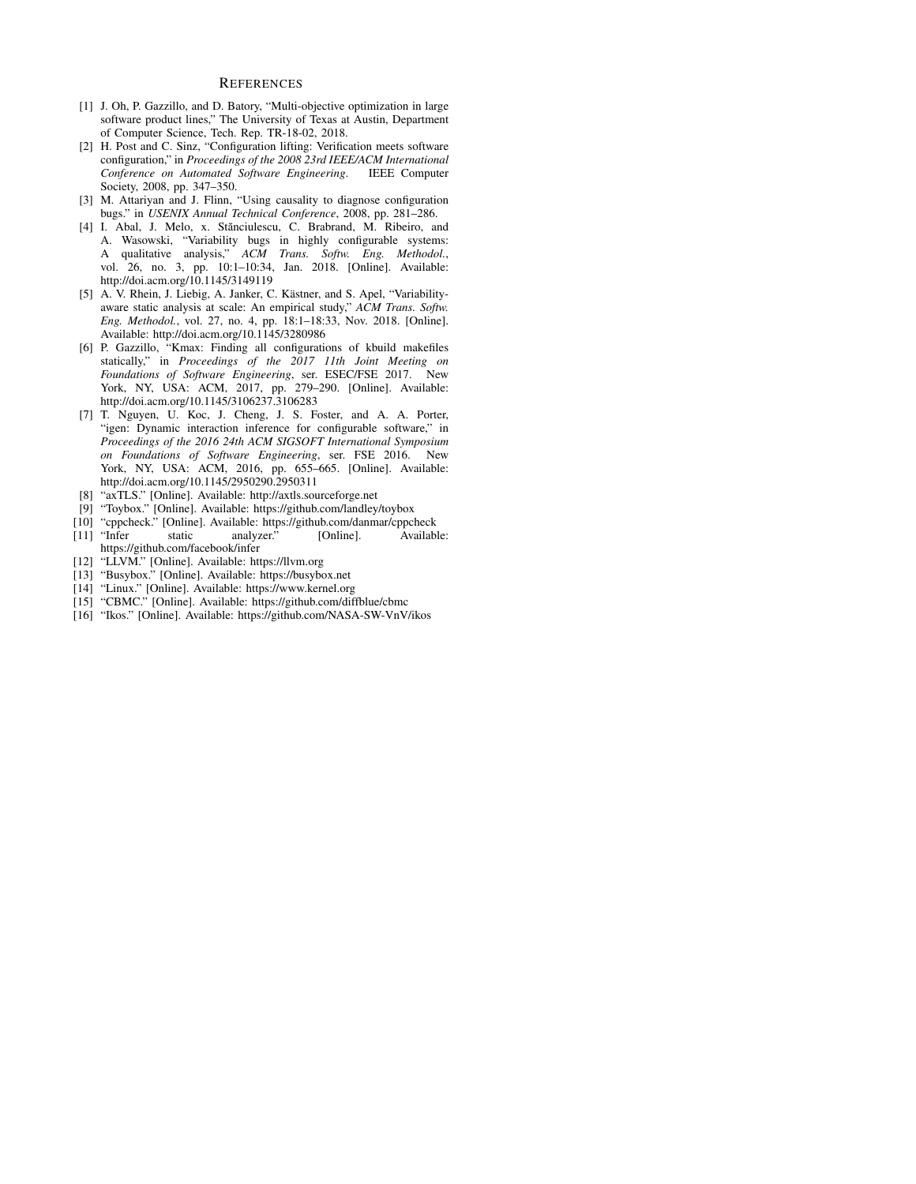# References

[1] J. Oh, P. Gazzillo, and D. Batory, "Multi-objective optimization in large software product lines," The University of Texas at Austin, Department of Computer Science, Tech. Rep. TR-18-02, 2018.

[2] H. Post and C. Sinz, "Configuration lifting: Verification meets software configuration," in *Proceedings of the 2008 23rd IEEE/ACM International Conference on Automated Software Engineering*. IEEE Computer Society, 2008, pp. 347–350.

[3] M. Attariyan and J. Flinn, "Using causality to diagnose configuration bugs." in *USENIX Annual Technical Conference*, 2008, pp. 281–286.

[4] I. Abal, J. Melo, x. Stănciulescu, C. Brabrand, M. Ribeiro, and A. Wasowski, "Variability bugs in highly configurable systems: A qualitative analysis," *ACM Trans. Softw. Eng. Methodol.*, vol. 26, no. 3, pp. 10:1–10:34, Jan. 2018. [Online]. Available: http://doi.acm.org/10.1145/3149119

[5] A. V. Rhein, J. Liebig, A. Janker, C. Kästner, and S. Apel, "Variability-aware static analysis at scale: An empirical study," *ACM Trans. Softw. Eng. Methodol.*, vol. 27, no. 4, pp. 18:1–18:33, Nov. 2018. [Online]. Available: http://doi.acm.org/10.1145/3280986

[6] P. Gazzillo, "Kmax: Finding all configurations of kbuild makefiles statically," in *Proceedings of the 2017 11th Joint Meeting on Foundations of Software Engineering*, ser. ESEC/FSE 2017. New York, NY, USA: ACM, 2017, pp. 279–290. [Online]. Available: http://doi.acm.org/10.1145/3106237.3106283

[7] T. Nguyen, U. Koc, J. Cheng, J. S. Foster, and A. A. Porter, "igen: Dynamic interaction inference for configurable software," in *Proceedings of the 2016 24th ACM SIGSOFT International Symposium on Foundations of Software Engineering*, ser. FSE 2016. New York, NY, USA: ACM, 2016, pp. 655–665. [Online]. Available: http://doi.acm.org/10.1145/2950290.2950311

[8] "axTLS." [Online]. Available: http://axtls.sourceforge.net

[9] "Toybox." [Online]. Available: https://github.com/landley/toybox

[10] "cppcheck." [Online]. Available: https://github.com/danmar/cppcheck

[11] "Infer static analyzer." [Online]. Available: https://github.com/facebook/infer

[12] "LLVM." [Online]. Available: https://llvm.org

[13] "Busybox." [Online]. Available: https://busybox.net

[14] "Linux." [Online]. Available: https://www.kernel.org

[15] "CBMC." [Online]. Available: https://github.com/diffblue/cbmc

[16] "Ikos." [Online]. Available: https://github.com/NASA-SW-VnV/ikos